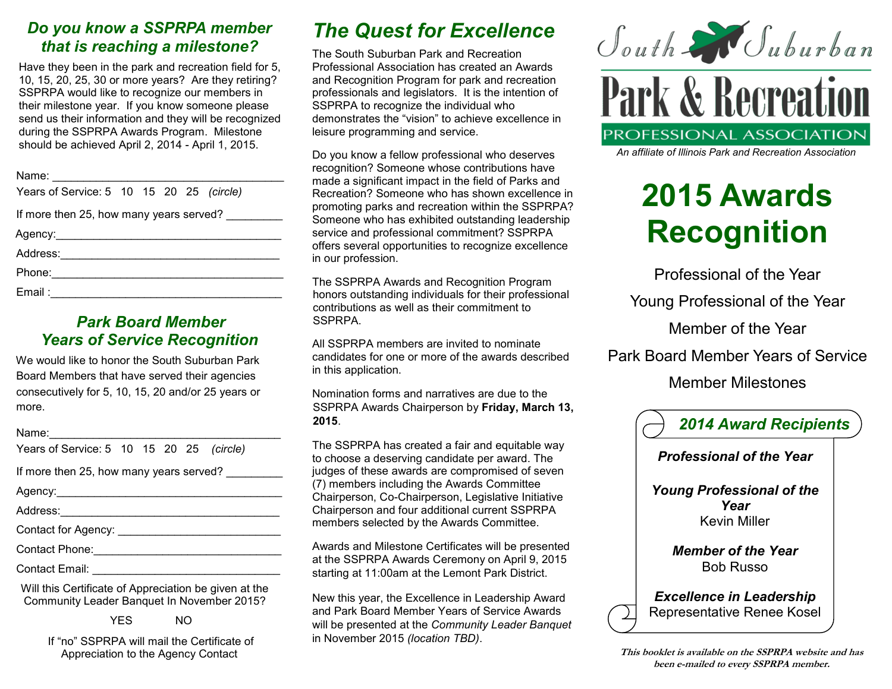## Do you know a SSPRPA member that is reaching a milestone?

Have they been in the park and recreation field for 5, 10, 15, 20, 25, 30 or more years? Are they retiring? SSPRPA would like to recognize our members in their milestone year. If you know someone please send us their information and they will be recognized during the SSPRPA Awards Program. Milestone should be achieved April 2, 2014 - April 1, 2015.

Name: ____________________________________

Years of Service: 5 10 15 20 25 *(circle)*

If more then 25, how many years served? _________

Agency:____________________________________

Address:___________________________________

Phone:_____________________________________

Email :_____________________________________

## Park Board Member Years of Service Recognition

We would like to honor the South Suburban Park Board Members that have served their agencies consecutively for 5, 10, 15, 20 and/or 25 years or more.

Name:_____________________________________

Years of Service: 5 10 15 20 25 *(circle)*

If more then 25, how many years served? _________

Agency:____________________________________

Address:___________________________________

Contact for Agency: __________________________

Contact Phone:______________________________

Contact Email: ______________________________

Will this Certificate of Appreciation be given at the Community Leader Banquet In November 2015?

YES NO

If "no" SSPRPA will mail the Certificate of Appreciation to the Agency Contact

## The Quest for Excellence

The South Suburban Park and Recreation Professional Association has created an Awards and Recognition Program for park and recreation professionals and legislators. It is the intention of SSPRPA to recognize the individual who demonstrates the "vision" to achieve excellence in leisure programming and service.

Do you know a fellow professional who deserves recognition? Someone whose contributions have made a significant impact in the field of Parks and Recreation? Someone who has shown excellence in promoting parks and recreation within the SSPRPA? Someone who has exhibited outstanding leadership service and professional commitment? SSPRPA offers several opportunities to recognize excellence in our profession.

The SSPRPA Awards and Recognition Program honors outstanding individuals for their professional contributions as well as their commitment to SSPRPA.

All SSPRPA members are invited to nominate candidates for one or more of the awards described in this application.

Nomination forms and narratives are due to the SSPRPA Awards Chairperson by **Friday, March 13, 2015**.

The SSPRPA has created a fair and equitable way to choose a deserving candidate per award. The judges of these awards are compromised of seven (7) members including the Awards Committee Chairperson, Co-Chairperson, Legislative Initiative Chairperson and four additional current SSPRPA members selected by the Awards Committee.

Awards and Milestone Certificates will be presented at the SSPRPA Awards Ceremony on April 9, 2015 starting at 11:00am at the Lemont Park District.

New this year, the Excellence in Leadership Award and Park Board Member Years of Service Awards will be presented at the *Community Leader Banquet* in November 2015 *(location TBD)*.

South Suburban Park & Recreation Professional Association

*An affiliate of Illinois Park and Recreation Association*

# 2015 Awards Recognition

Professional of the Year

Young Professional of the Year

Member of the Year

Park Board Member Years of Service

Member Milestones

### 2014 Award Recipients

***Professional of the Year***

***Young Professional of the Year***
Kevin Miller

***Member of the Year***
Bob Russo

***Excellence in Leadership***
Representative Renee Kosel

***This booklet is available on the SSPRPA website and has been e-mailed to every SSPRPA member.***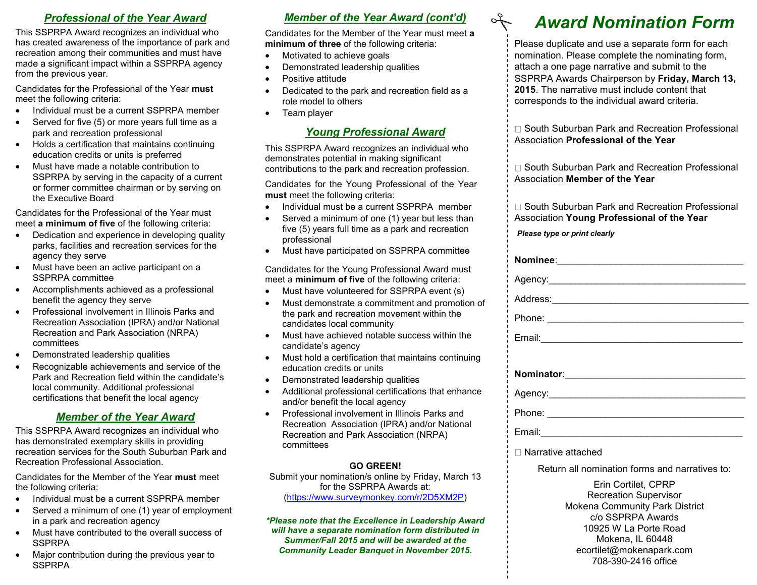## *Professional of the Year Award*

This SSPRPA Award recognizes an individual who has created awareness of the importance of park and recreation among their communities and must have made a significant impact within a SSPRPA agency from the previous year.

Candidates for the Professional of the Year **must** meet the following criteria:

- Individual must be a current SSPRPA member
- Served for five (5) or more years full time as a park and recreation professional
- Holds a certification that maintains continuing education credits or units is preferred
- Must have made a notable contribution to SSPRPA by serving in the capacity of a current or former committee chairman or by serving on the Executive Board

Candidates for the Professional of the Year must meet **a minimum of five** of the following criteria:

- Dedication and experience in developing quality parks, facilities and recreation services for the agency they serve
- Must have been an active participant on a SSPRPA committee
- Accomplishments achieved as a professional benefit the agency they serve
- Professional involvement in Illinois Parks and Recreation Association (IPRA) and/or National Recreation and Park Association (NRPA) committees
- Demonstrated leadership qualities
- Recognizable achievements and service of the Park and Recreation field within the candidate's local community. Additional professional certifications that benefit the local agency

## *Member of the Year Award*

This SSPRPA Award recognizes an individual who has demonstrated exemplary skills in providing recreation services for the South Suburban Park and Recreation Professional Association.

Candidates for the Member of the Year **must** meet the following criteria:

- Individual must be a current SSPRPA member
- Served a minimum of one (1) year of employment in a park and recreation agency
- Must have contributed to the overall success of SSPRPA
- Major contribution during the previous year to SSPRPA

## *Member of the Year Award (cont'd)*

Candidates for the Member of the Year must meet **a minimum of three** of the following criteria:

- Motivated to achieve goals
- Demonstrated leadership qualities
- Positive attitude
- Dedicated to the park and recreation field as a role model to others
- Team player

## *Young Professional Award*

This SSPRPA Award recognizes an individual who demonstrates potential in making significant contributions to the park and recreation profession.

Candidates for the Young Professional of the Year **must** meet the following criteria:

- Individual must be a current SSPRPA member
- Served a minimum of one (1) year but less than five (5) years full time as a park and recreation professional
- Must have participated on SSPRPA committee

Candidates for the Young Professional Award must meet a **minimum of five** of the following criteria:

- Must have volunteered for SSPRPA event (s)
- Must demonstrate a commitment and promotion of the park and recreation movement within the candidates local community
- Must have achieved notable success within the candidate's agency
- Must hold a certification that maintains continuing education credits or units
- Demonstrated leadership qualities
- Additional professional certifications that enhance and/or benefit the local agency
- Professional involvement in Illinois Parks and Recreation Association (IPRA) and/or National Recreation and Park Association (NRPA) committees

**GO GREEN!**
Submit your nomination/s online by Friday, March 13 for the SSPRPA Awards at:
(https://www.surveymonkey.com/r/2D5XM2P)

***\*Please note that the Excellence in Leadership Award will have a separate nomination form distributed in Summer/Fall 2015 and will be awarded at the Community Leader Banquet in November 2015.***

# *Award Nomination Form*

Please duplicate and use a separate form for each nomination. Please complete the nominating form, attach a one page narrative and submit to the SSPRPA Awards Chairperson by **Friday, March 13, 2015**. The narrative must include content that corresponds to the individual award criteria.

☐ South Suburban Park and Recreation Professional Association **Professional of the Year**

☐ South Suburban Park and Recreation Professional Association **Member of the Year**

☐ South Suburban Park and Recreation Professional Association **Young Professional of the Year**

***Please type or print clearly***

**Nominee**:____________________________________

Agency:________________________________________

Address:________________________________________

Phone: ________________________________________

Email:_________________________________________

**Nominator**:__________________________________

Agency:________________________________________

Phone: ________________________________________

Email:_________________________________________

☐ Narrative attached

Return all nomination forms and narratives to:

Erin Cortilet, CPRP
Recreation Supervisor
Mokena Community Park District
c/o SSPRPA Awards
10925 W La Porte Road
Mokena, IL 60448
ecortilet@mokenapark.com
708-390-2416 office